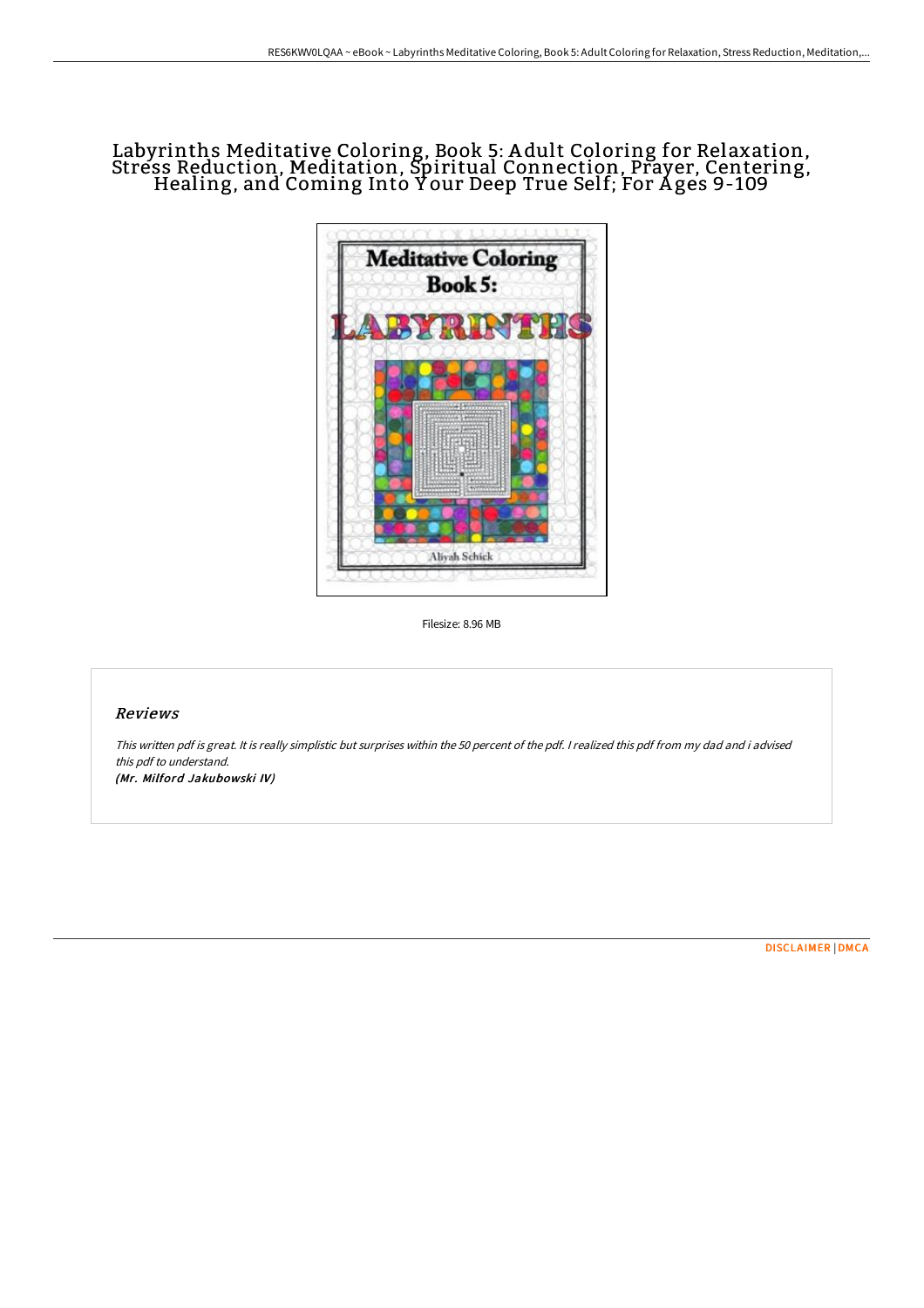# Labyrinths Meditative Coloring, Book 5: Adult Coloring for Relaxation, Stress Reduction, Meditation, Spiritual Connection, Prayer, Centering, Healing, and Coming Into Your Deep True Self; For Ages 9-109

Filesize: 8.96 MB

## Reviews

*This written pdf is great. It is really simplistic but surprises within the 50 percent of the pdf. I realized this pdf from my dad and i advised this pdf to understand.*

***(Mr. Milford Jakubowski IV)***

DISCLAIMER | DMCA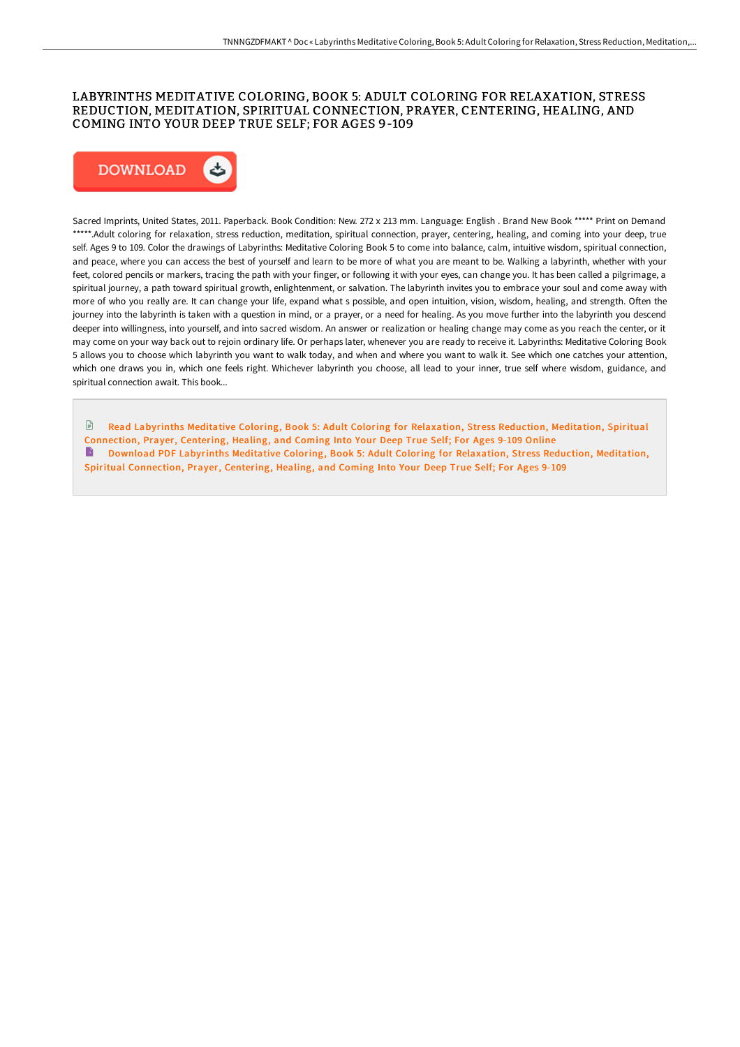# LABYRINTHS MEDITATIVE COLORING, BOOK 5: ADULT COLORING FOR RELAXATION, STRESS REDUCTION, MEDITATION, SPIRITUAL CONNECTION, PRAYER, CENTERING, HEALING, AND COMING INTO YOUR DEEP TRUE SELF; FOR AGES 9-109

DOWNLOAD

Sacred Imprints, United States, 2011. Paperback. Book Condition: New. 272 x 213 mm. Language: English . Brand New Book ***** Print on Demand *****.Adult coloring for relaxation, stress reduction, meditation, spiritual connection, prayer, centering, healing, and coming into your deep, true self. Ages 9 to 109. Color the drawings of Labyrinths: Meditative Coloring Book 5 to come into balance, calm, intuitive wisdom, spiritual connection, and peace, where you can access the best of yourself and learn to be more of what you are meant to be. Walking a labyrinth, whether with your feet, colored pencils or markers, tracing the path with your finger, or following it with your eyes, can change you. It has been called a pilgrimage, a spiritual journey, a path toward spiritual growth, enlightenment, or salvation. The labyrinth invites you to embrace your soul and come away with more of who you really are. It can change your life, expand what s possible, and open intuition, vision, wisdom, healing, and strength. Often the journey into the labyrinth is taken with a question in mind, or a prayer, or a need for healing. As you move further into the labyrinth you descend deeper into willingness, into yourself, and into sacred wisdom. An answer or realization or healing change may come as you reach the center, or it may come on your way back out to rejoin ordinary life. Or perhaps later, whenever you are ready to receive it. Labyrinths: Meditative Coloring Book 5 allows you to choose which labyrinth you want to walk today, and when and where you want to walk it. See which one catches your attention, which one draws you in, which one feels right. Whichever labyrinth you choose, all lead to your inner, true self where wisdom, guidance, and spiritual connection await. This book...

Read Labyrinths Meditative Coloring, Book 5: Adult Coloring for Relaxation, Stress Reduction, Meditation, Spiritual Connection, Prayer, Centering, Healing, and Coming Into Your Deep True Self; For Ages 9-109 Online

Download PDF Labyrinths Meditative Coloring, Book 5: Adult Coloring for Relaxation, Stress Reduction, Meditation, Spiritual Connection, Prayer, Centering, Healing, and Coming Into Your Deep True Self; For Ages 9-109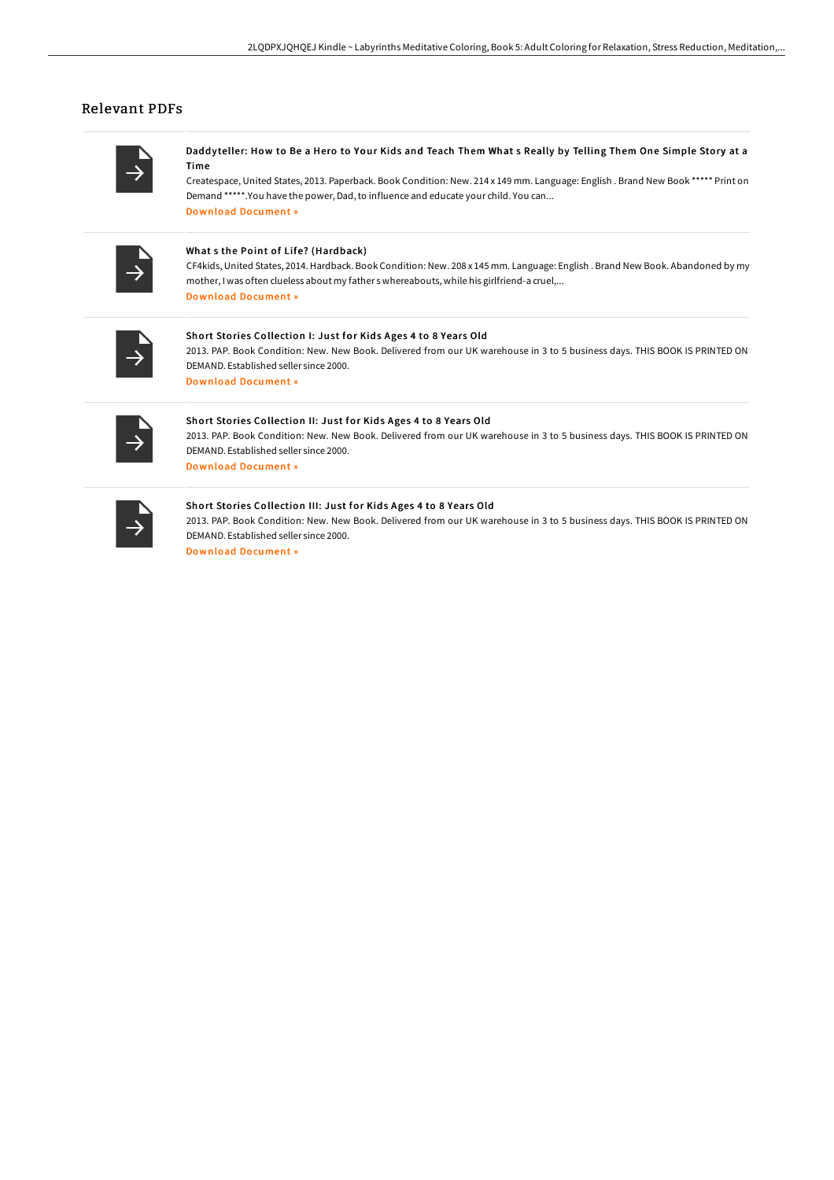## Relevant PDFs

**Daddyteller: How to Be a Hero to Your Kids and Teach Them What s Really by Telling Them One Simple Story at a Time**

Createspace, United States, 2013. Paperback. Book Condition: New. 214 x 149 mm. Language: English . Brand New Book ***** Print on Demand *****.You have the power, Dad, to influence and educate your child. You can...

Download Document »

**What s the Point of Life? (Hardback)**

CF4kids, United States, 2014. Hardback. Book Condition: New. 208 x 145 mm. Language: English . Brand New Book. Abandoned by my mother, I was often clueless about my father s whereabouts, while his girlfriend-a cruel,...

Download Document »

**Short Stories Collection I: Just for Kids Ages 4 to 8 Years Old**

2013. PAP. Book Condition: New. New Book. Delivered from our UK warehouse in 3 to 5 business days. THIS BOOK IS PRINTED ON DEMAND. Established seller since 2000.

Download Document »

**Short Stories Collection II: Just for Kids Ages 4 to 8 Years Old**

2013. PAP. Book Condition: New. New Book. Delivered from our UK warehouse in 3 to 5 business days. THIS BOOK IS PRINTED ON DEMAND. Established seller since 2000.

Download Document »

**Short Stories Collection III: Just for Kids Ages 4 to 8 Years Old**

2013. PAP. Book Condition: New. New Book. Delivered from our UK warehouse in 3 to 5 business days. THIS BOOK IS PRINTED ON DEMAND. Established seller since 2000.

Download Document »